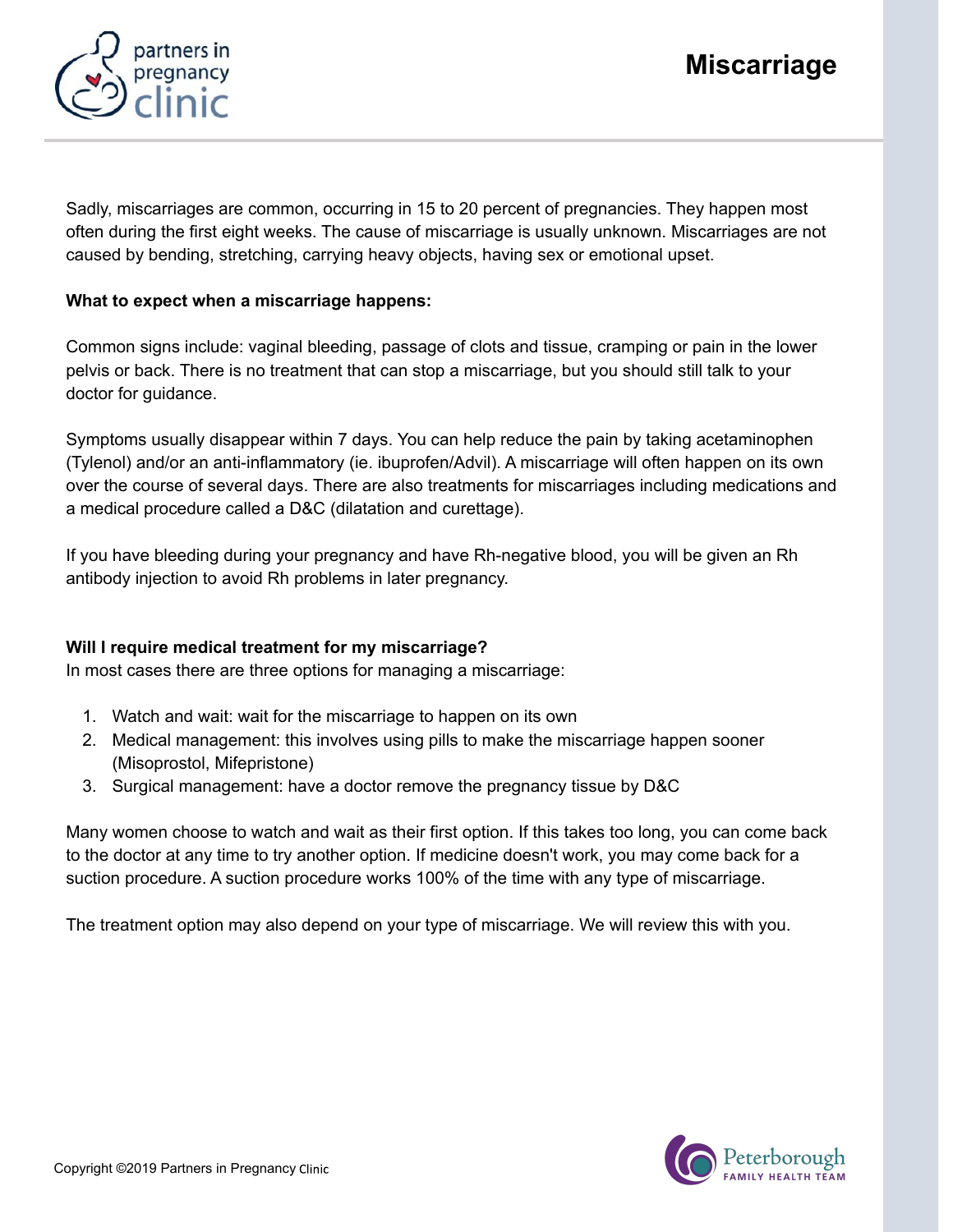# Miscarriage

Sadly, miscarriages are common, occurring in 15 to 20 percent of pregnancies. They happen most often during the first eight weeks. The cause of miscarriage is usually unknown. Miscarriages are not caused by bending, stretching, carrying heavy objects, having sex or emotional upset.

**What to expect when a miscarriage happens:**

Common signs include: vaginal bleeding, passage of clots and tissue, cramping or pain in the lower pelvis or back. There is no treatment that can stop a miscarriage, but you should still talk to your doctor for guidance.

Symptoms usually disappear within 7 days. You can help reduce the pain by taking acetaminophen (Tylenol) and/or an anti-inflammatory (ie. ibuprofen/Advil). A miscarriage will often happen on its own over the course of several days. There are also treatments for miscarriages including medications and a medical procedure called a D&C (dilatation and curettage).

If you have bleeding during your pregnancy and have Rh-negative blood, you will be given an Rh antibody injection to avoid Rh problems in later pregnancy.

**Will I require medical treatment for my miscarriage?**

In most cases there are three options for managing a miscarriage:

1. Watch and wait: wait for the miscarriage to happen on its own
2. Medical management: this involves using pills to make the miscarriage happen sooner (Misoprostol, Mifepristone)
3. Surgical management: have a doctor remove the pregnancy tissue by D&C

Many women choose to watch and wait as their first option. If this takes too long, you can come back to the doctor at any time to try another option. If medicine doesn't work, you may come back for a suction procedure. A suction procedure works 100% of the time with any type of miscarriage.

The treatment option may also depend on your type of miscarriage. We will review this with you.

Copyright ©2019 Partners in Pregnancy Clinic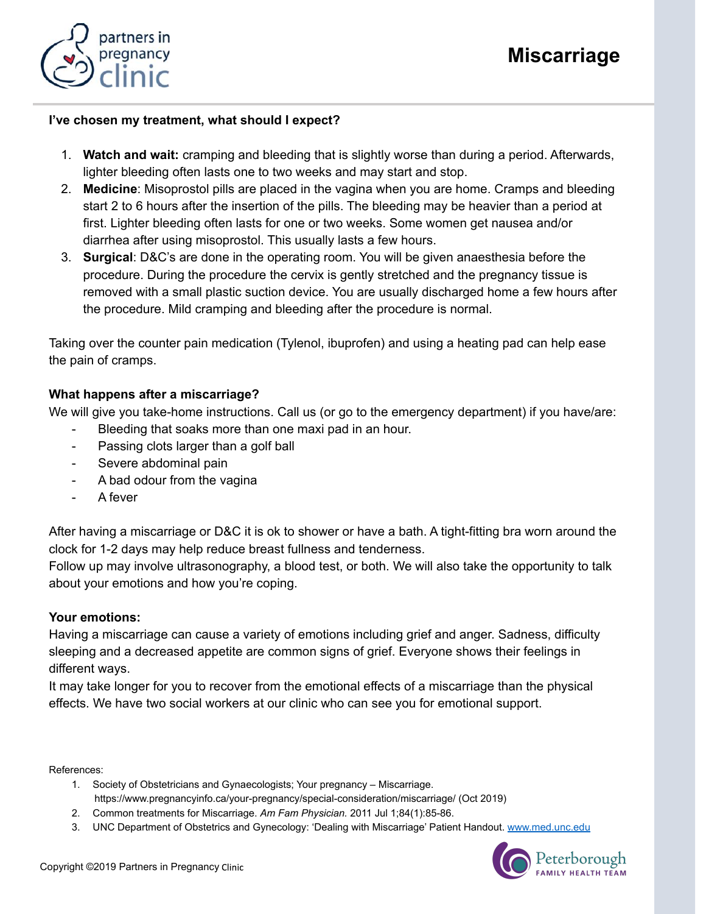# Miscarriage

**I've chosen my treatment, what should I expect?**

1. **Watch and wait:** cramping and bleeding that is slightly worse than during a period. Afterwards, lighter bleeding often lasts one to two weeks and may start and stop.
2. **Medicine**: Misoprostol pills are placed in the vagina when you are home. Cramps and bleeding start 2 to 6 hours after the insertion of the pills. The bleeding may be heavier than a period at first. Lighter bleeding often lasts for one or two weeks. Some women get nausea and/or diarrhea after using misoprostol. This usually lasts a few hours.
3. **Surgical**: D&C's are done in the operating room. You will be given anaesthesia before the procedure. During the procedure the cervix is gently stretched and the pregnancy tissue is removed with a small plastic suction device. You are usually discharged home a few hours after the procedure. Mild cramping and bleeding after the procedure is normal.

Taking over the counter pain medication (Tylenol, ibuprofen) and using a heating pad can help ease the pain of cramps.

**What happens after a miscarriage?**

We will give you take-home instructions. Call us (or go to the emergency department) if you have/are:

- Bleeding that soaks more than one maxi pad in an hour.
- Passing clots larger than a golf ball
- Severe abdominal pain
- A bad odour from the vagina
- A fever

After having a miscarriage or D&C it is ok to shower or have a bath. A tight-fitting bra worn around the clock for 1-2 days may help reduce breast fullness and tenderness.

Follow up may involve ultrasonography, a blood test, or both. We will also take the opportunity to talk about your emotions and how you're coping.

**Your emotions:**

Having a miscarriage can cause a variety of emotions including grief and anger. Sadness, difficulty sleeping and a decreased appetite are common signs of grief. Everyone shows their feelings in different ways.

It may take longer for you to recover from the emotional effects of a miscarriage than the physical effects. We have two social workers at our clinic who can see you for emotional support.

References:

1. Society of Obstetricians and Gynaecologists; Your pregnancy – Miscarriage. https://www.pregnancyinfo.ca/your-pregnancy/special-consideration/miscarriage/ (Oct 2019)
2. Common treatments for Miscarriage. *Am Fam Physician.* 2011 Jul 1;84(1):85-86.
3. UNC Department of Obstetrics and Gynecology: 'Dealing with Miscarriage' Patient Handout. www.med.unc.edu

Copyright ©2019 Partners in Pregnancy Clinic

Peterborough FAMILY HEALTH TEAM